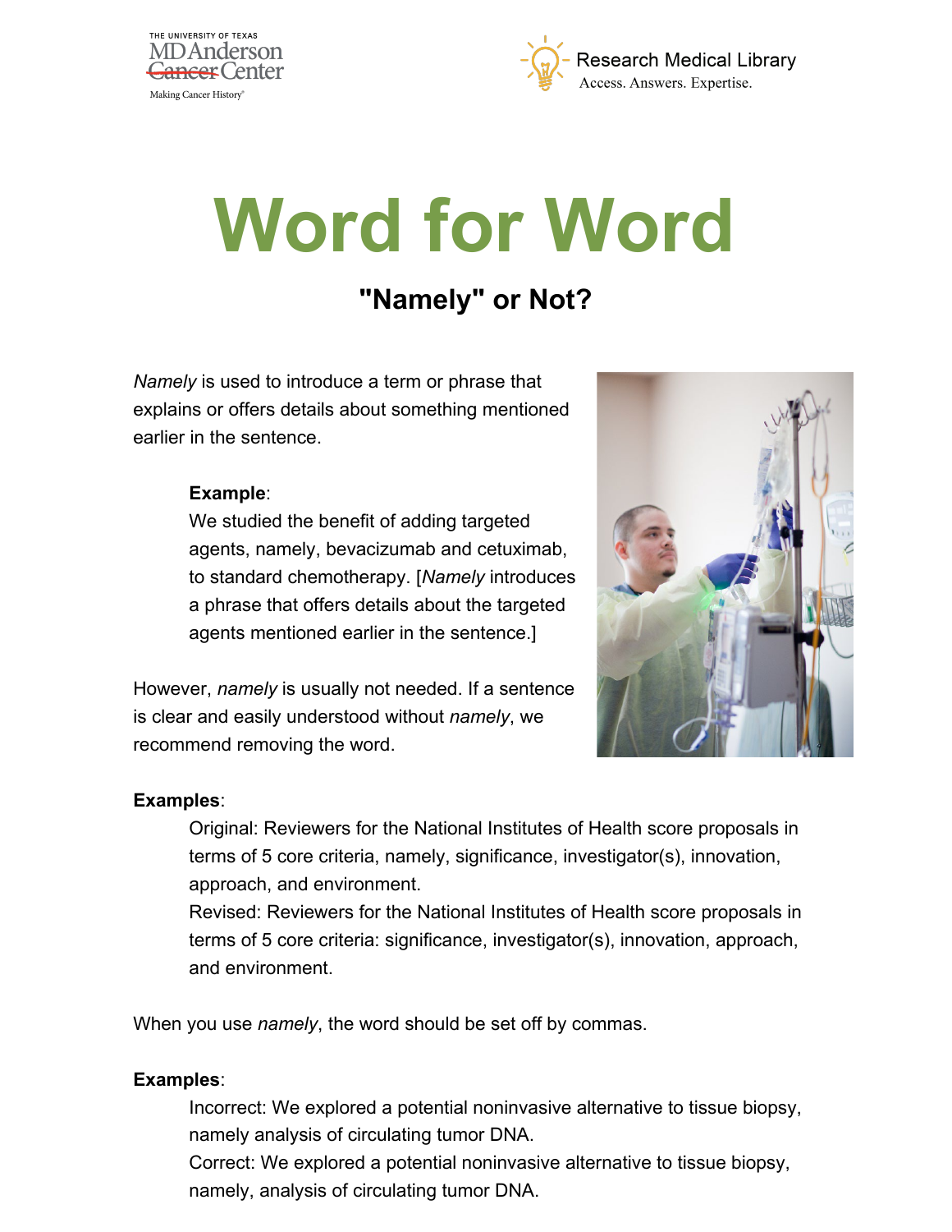THE UNIVERSITY OF TEXAS MDAnderson ~~Cancer~~ Center Making Cancer History®

Research Medical Library Access. Answers. Expertise.

# Word for Word

## "Namely" or Not?

*Namely* is used to introduce a term or phrase that explains or offers details about something mentioned earlier in the sentence.

> **Example**:
> We studied the benefit of adding targeted agents, namely, bevacizumab and cetuximab, to standard chemotherapy. [*Namely* introduces a phrase that offers details about the targeted agents mentioned earlier in the sentence.]

However, *namely* is usually not needed. If a sentence is clear and easily understood without *namely*, we recommend removing the word.

**Examples**:

> Original: Reviewers for the National Institutes of Health score proposals in terms of 5 core criteria, namely, significance, investigator(s), innovation, approach, and environment.
> Revised: Reviewers for the National Institutes of Health score proposals in terms of 5 core criteria: significance, investigator(s), innovation, approach, and environment.

When you use *namely*, the word should be set off by commas.

**Examples**:

> Incorrect: We explored a potential noninvasive alternative to tissue biopsy, namely analysis of circulating tumor DNA.
> Correct: We explored a potential noninvasive alternative to tissue biopsy, namely, analysis of circulating tumor DNA.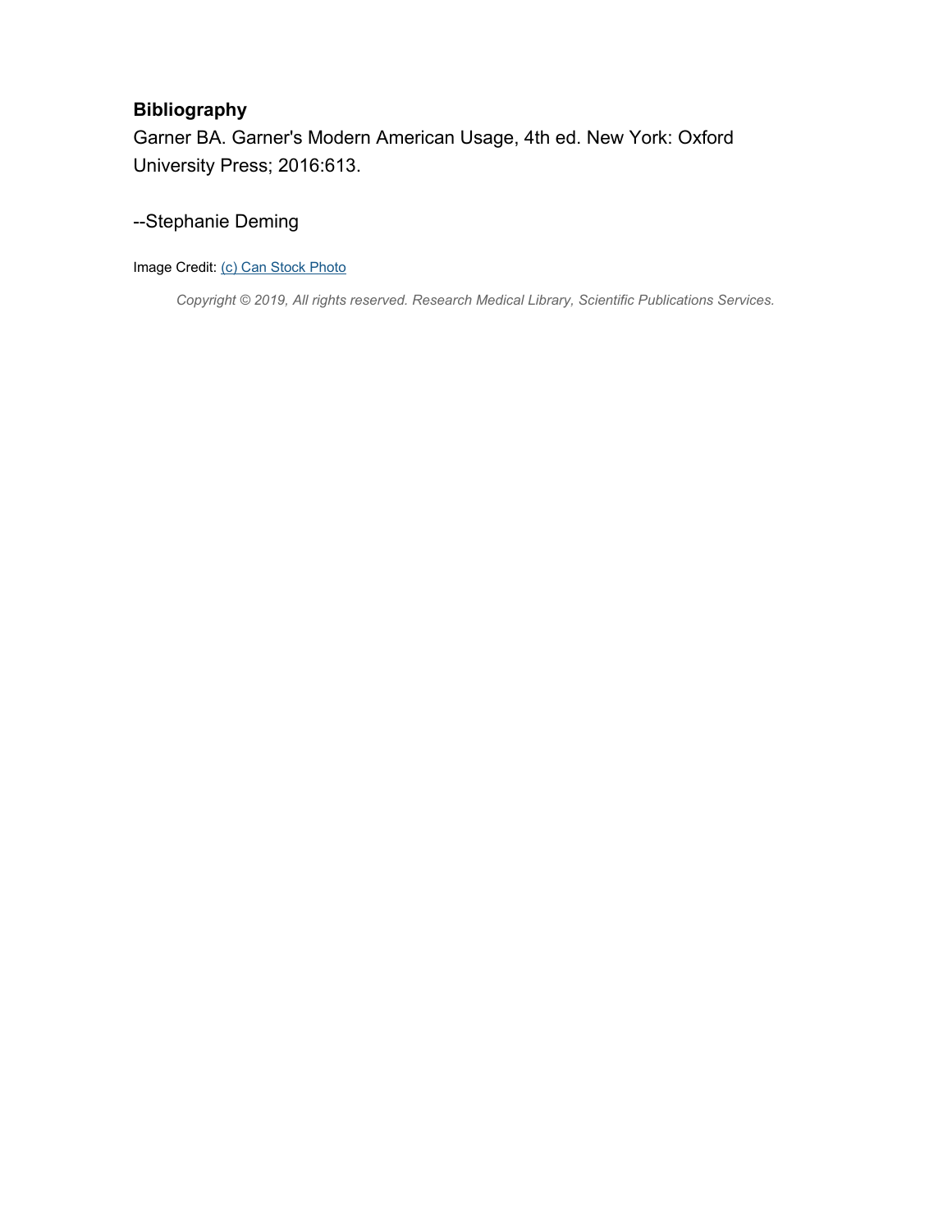**Bibliography**

Garner BA. Garner's Modern American Usage, 4th ed. New York: Oxford University Press; 2016:613.

--Stephanie Deming

Image Credit: [(c) Can Stock Photo]

*Copyright © 2019, All rights reserved. Research Medical Library, Scientific Publications Services.*